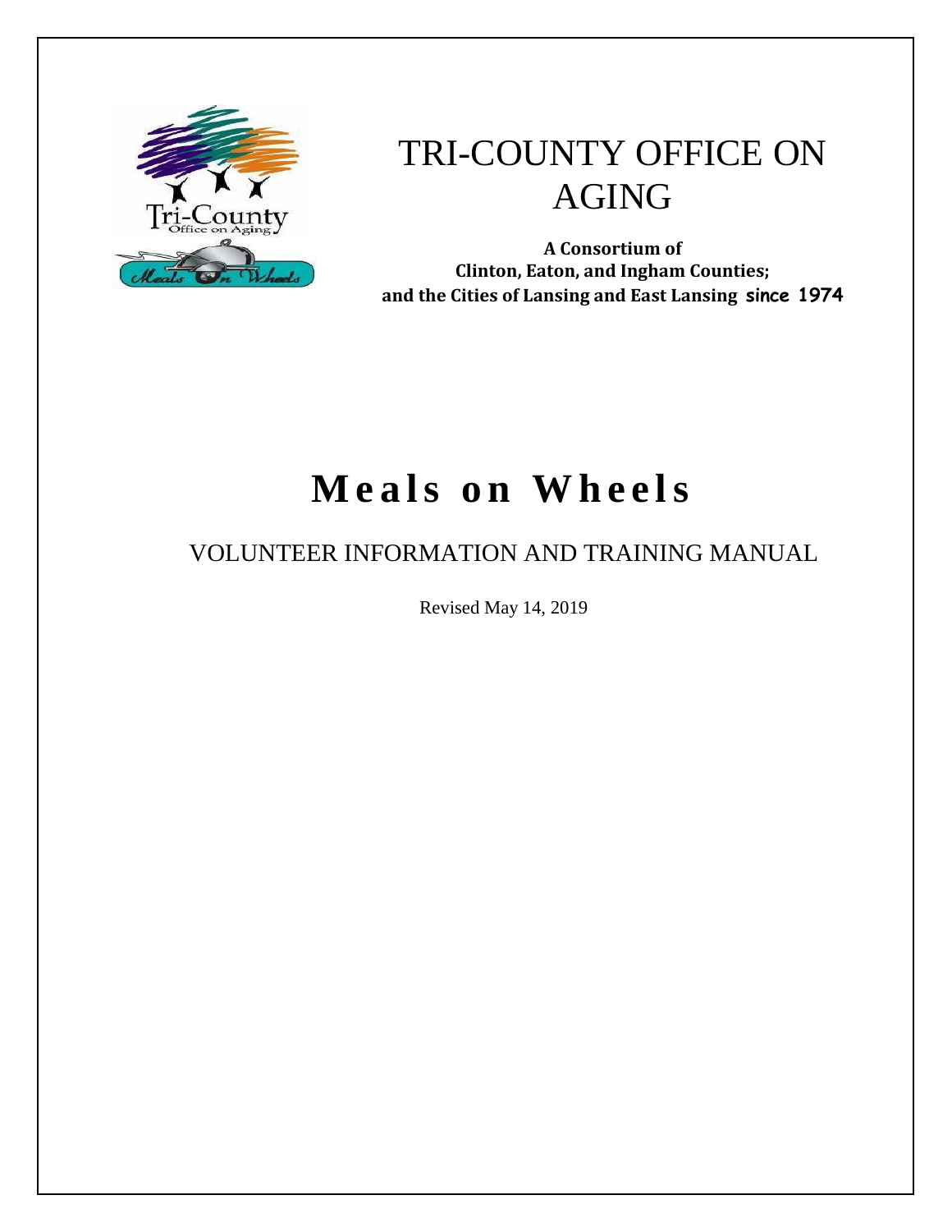# TRI-COUNTY OFFICE ON AGING

**A Consortium of**
**Clinton, Eaton, and Ingham Counties;**
**and the Cities of Lansing and East Lansing since 1974**

# Meals on Wheels

## VOLUNTEER INFORMATION AND TRAINING MANUAL

Revised May 14, 2019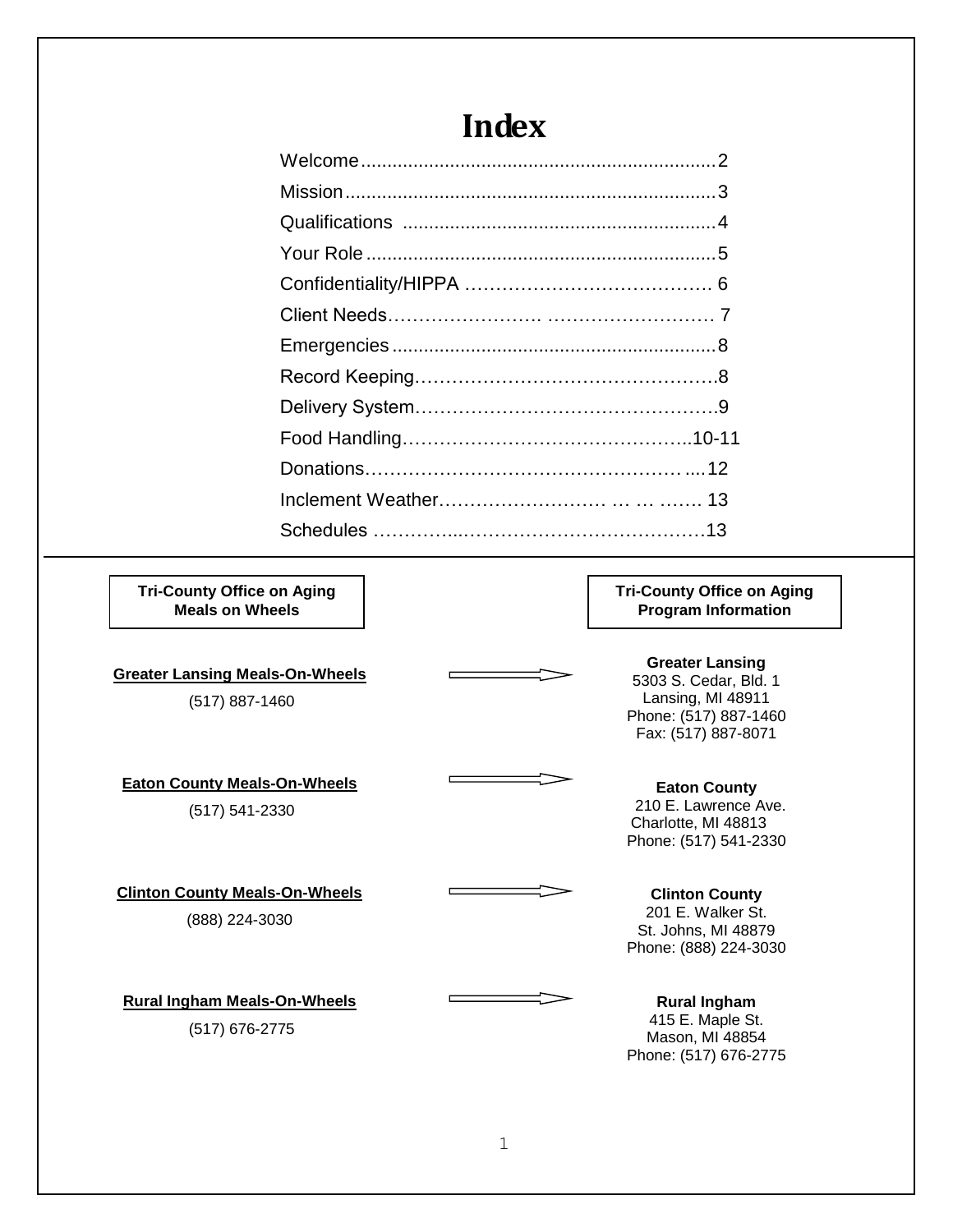# Index

| Section | Page |
| --- | --- |
| Welcome | 2 |
| Mission | 3 |
| Qualifications | 4 |
| Your Role | 5 |
| Confidentiality/HIPPA | 6 |
| Client Needs | 7 |
| Emergencies | 8 |
| Record Keeping | 8 |
| Delivery System | 9 |
| Food Handling | 10-11 |
| Donations | 12 |
| Inclement Weather | 13 |
| Schedules | 13 |

| Tri-County Office on Aging Meals on Wheels | Tri-County Office on Aging Program Information |
| --- | --- |
| **Greater Lansing Meals-On-Wheels**<br>(517) 887-1460 | **Greater Lansing**<br>5303 S. Cedar, Bld. 1<br>Lansing, MI 48911<br>Phone: (517) 887-1460<br>Fax: (517) 887-8071 |
| **Eaton County Meals-On-Wheels**<br>(517) 541-2330 | **Eaton County**<br>210 E. Lawrence Ave.<br>Charlotte, MI 48813<br>Phone: (517) 541-2330 |
| **Clinton County Meals-On-Wheels**<br>(888) 224-3030 | **Clinton County**<br>201 E. Walker St.<br>St. Johns, MI 48879<br>Phone: (888) 224-3030 |
| **Rural Ingham Meals-On-Wheels**<br>(517) 676-2775 | **Rural Ingham**<br>415 E. Maple St.<br>Mason, MI 48854<br>Phone: (517) 676-2775 |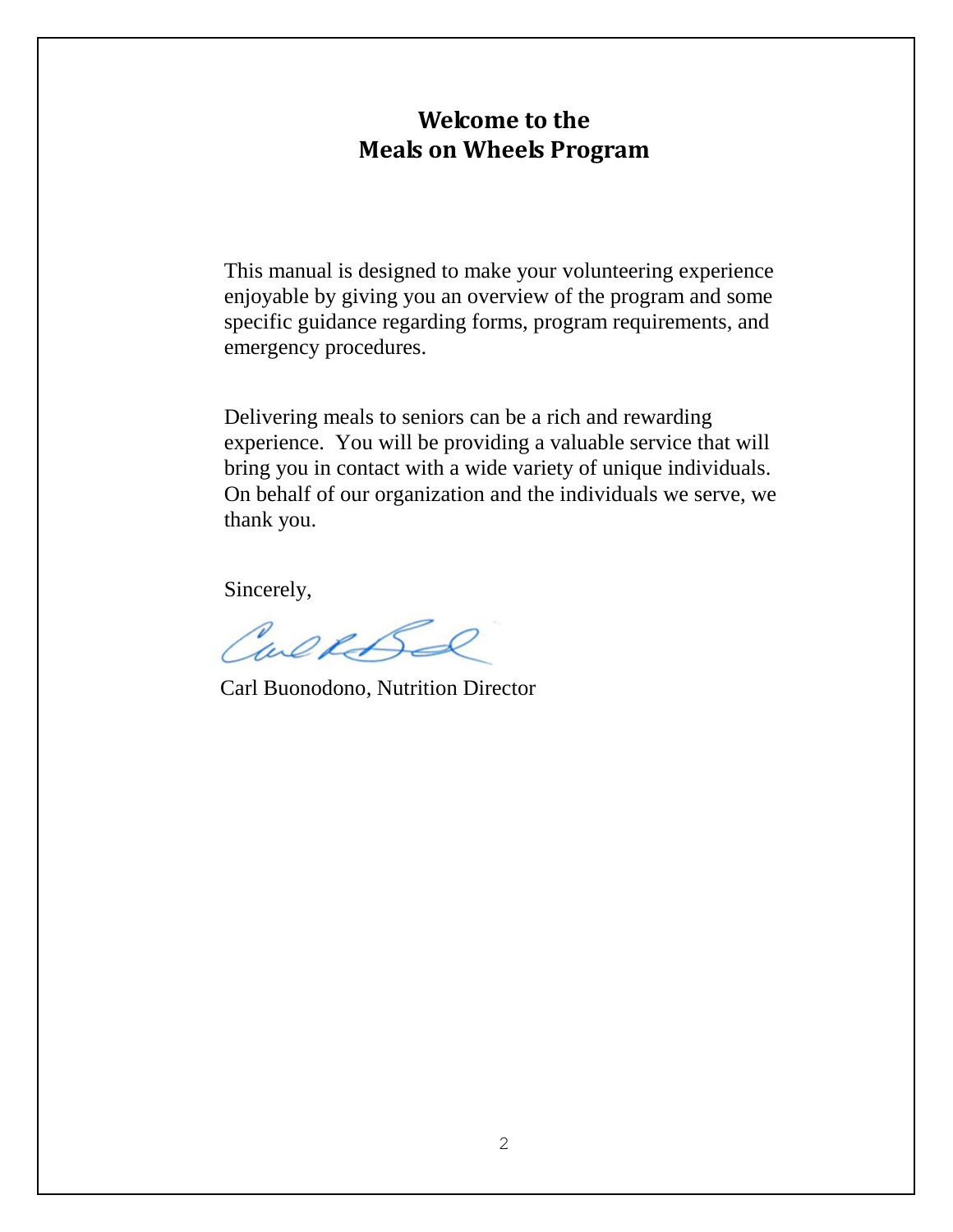# Welcome to the Meals on Wheels Program

This manual is designed to make your volunteering experience enjoyable by giving you an overview of the program and some specific guidance regarding forms, program requirements, and emergency procedures.

Delivering meals to seniors can be a rich and rewarding experience. You will be providing a valuable service that will bring you in contact with a wide variety of unique individuals. On behalf of our organization and the individuals we serve, we thank you.

Sincerely,

Carl Buonodono, Nutrition Director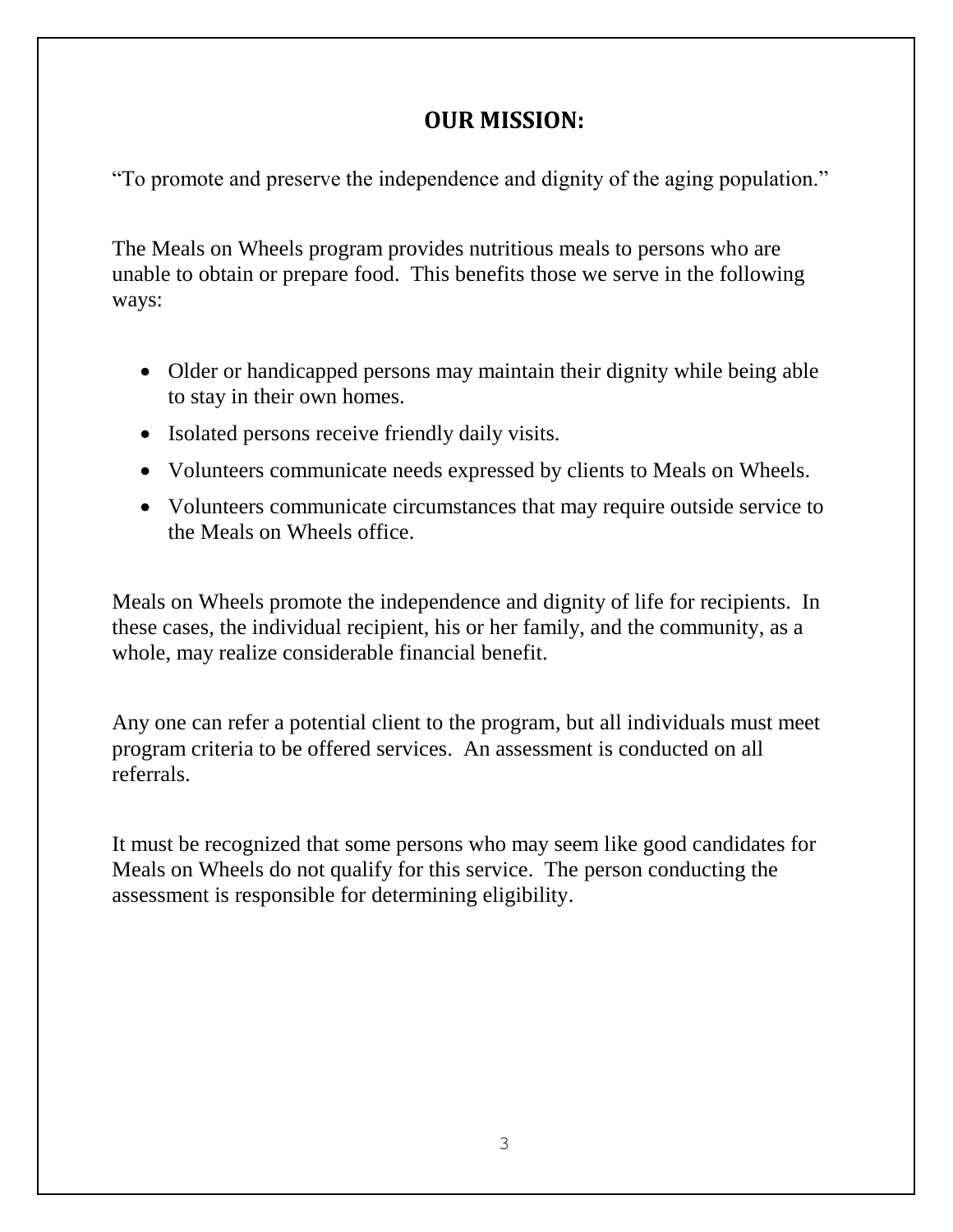## OUR MISSION:

"To promote and preserve the independence and dignity of the aging population."

The Meals on Wheels program provides nutritious meals to persons who are unable to obtain or prepare food. This benefits those we serve in the following ways:

- Older or handicapped persons may maintain their dignity while being able to stay in their own homes.
- Isolated persons receive friendly daily visits.
- Volunteers communicate needs expressed by clients to Meals on Wheels.
- Volunteers communicate circumstances that may require outside service to the Meals on Wheels office.

Meals on Wheels promote the independence and dignity of life for recipients. In these cases, the individual recipient, his or her family, and the community, as a whole, may realize considerable financial benefit.

Any one can refer a potential client to the program, but all individuals must meet program criteria to be offered services. An assessment is conducted on all referrals.

It must be recognized that some persons who may seem like good candidates for Meals on Wheels do not qualify for this service. The person conducting the assessment is responsible for determining eligibility.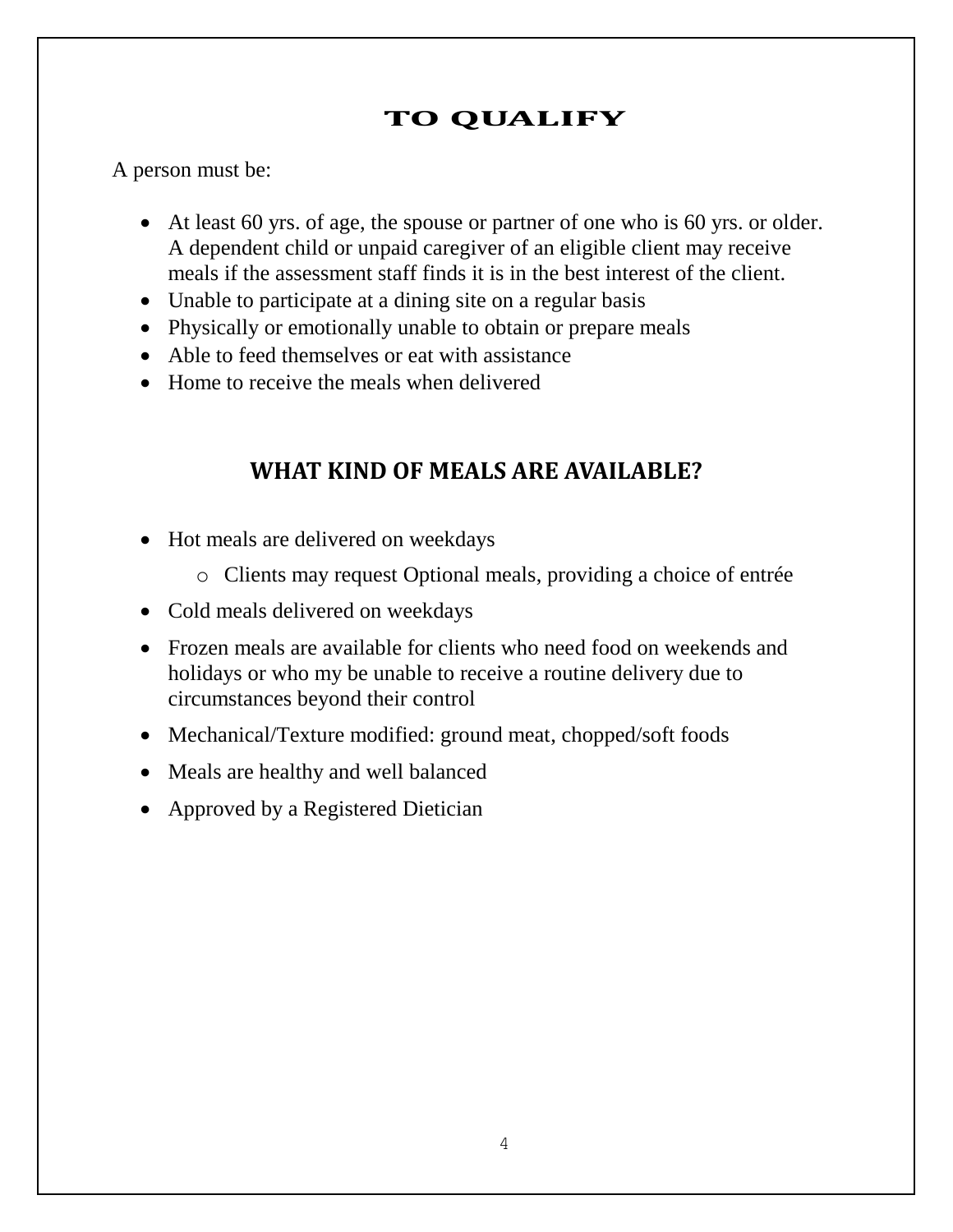# TO QUALIFY

A person must be:

- At least 60 yrs. of age, the spouse or partner of one who is 60 yrs. or older. A dependent child or unpaid caregiver of an eligible client may receive meals if the assessment staff finds it is in the best interest of the client.
- Unable to participate at a dining site on a regular basis
- Physically or emotionally unable to obtain or prepare meals
- Able to feed themselves or eat with assistance
- Home to receive the meals when delivered

## WHAT KIND OF MEALS ARE AVAILABLE?

- Hot meals are delivered on weekdays
  - Clients may request Optional meals, providing a choice of entrée
- Cold meals delivered on weekdays
- Frozen meals are available for clients who need food on weekends and holidays or who my be unable to receive a routine delivery due to circumstances beyond their control
- Mechanical/Texture modified: ground meat, chopped/soft foods
- Meals are healthy and well balanced
- Approved by a Registered Dietician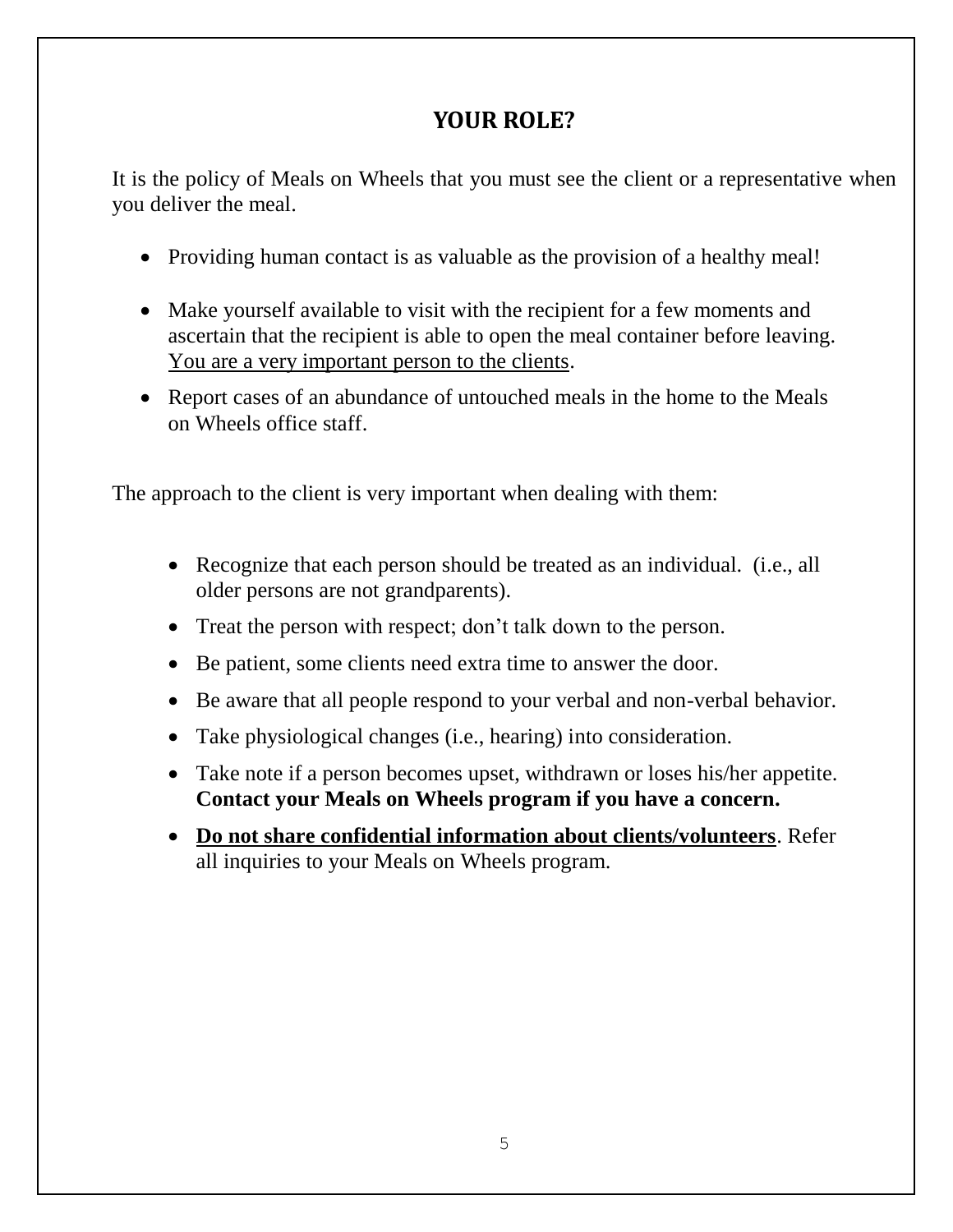## YOUR ROLE?

It is the policy of Meals on Wheels that you must see the client or a representative when you deliver the meal.

- Providing human contact is as valuable as the provision of a healthy meal!
- Make yourself available to visit with the recipient for a few moments and ascertain that the recipient is able to open the meal container before leaving. <u>You are a very important person to the clients</u>.
- Report cases of an abundance of untouched meals in the home to the Meals on Wheels office staff.

The approach to the client is very important when dealing with them:

- Recognize that each person should be treated as an individual. (i.e., all older persons are not grandparents).
- Treat the person with respect; don't talk down to the person.
- Be patient, some clients need extra time to answer the door.
- Be aware that all people respond to your verbal and non-verbal behavior.
- Take physiological changes (i.e., hearing) into consideration.
- Take note if a person becomes upset, withdrawn or loses his/her appetite. **Contact your Meals on Wheels program if you have a concern.**
- **<u>Do not share confidential information about clients/volunteers</u>**. Refer all inquiries to your Meals on Wheels program.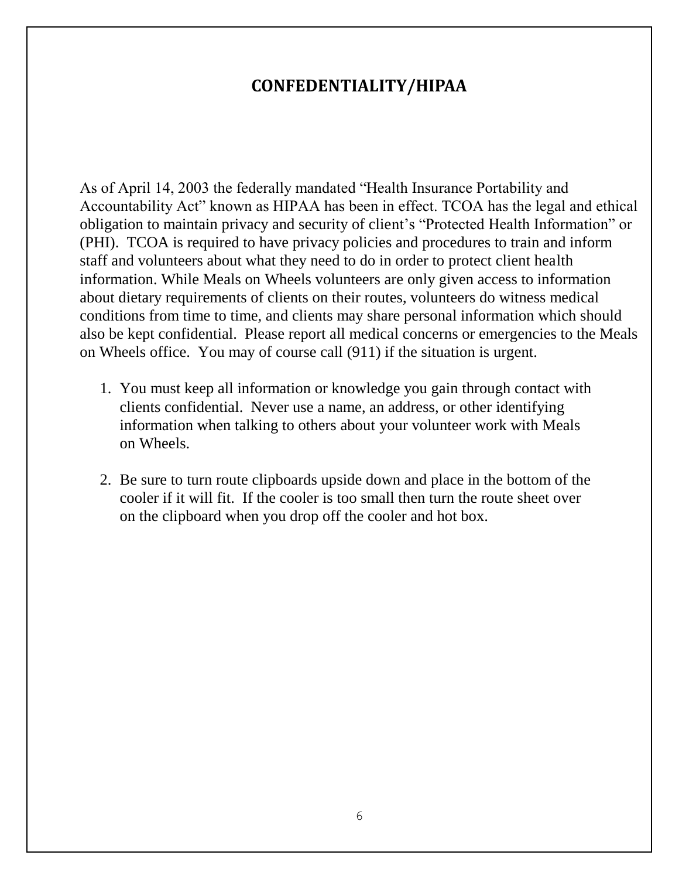## CONFEDENTIALITY/HIPAA

As of April 14, 2003 the federally mandated "Health Insurance Portability and Accountability Act" known as HIPAA has been in effect. TCOA has the legal and ethical obligation to maintain privacy and security of client's "Protected Health Information" or (PHI). TCOA is required to have privacy policies and procedures to train and inform staff and volunteers about what they need to do in order to protect client health information. While Meals on Wheels volunteers are only given access to information about dietary requirements of clients on their routes, volunteers do witness medical conditions from time to time, and clients may share personal information which should also be kept confidential. Please report all medical concerns or emergencies to the Meals on Wheels office. You may of course call (911) if the situation is urgent.

1. You must keep all information or knowledge you gain through contact with clients confidential. Never use a name, an address, or other identifying information when talking to others about your volunteer work with Meals on Wheels.

2. Be sure to turn route clipboards upside down and place in the bottom of the cooler if it will fit. If the cooler is too small then turn the route sheet over on the clipboard when you drop off the cooler and hot box.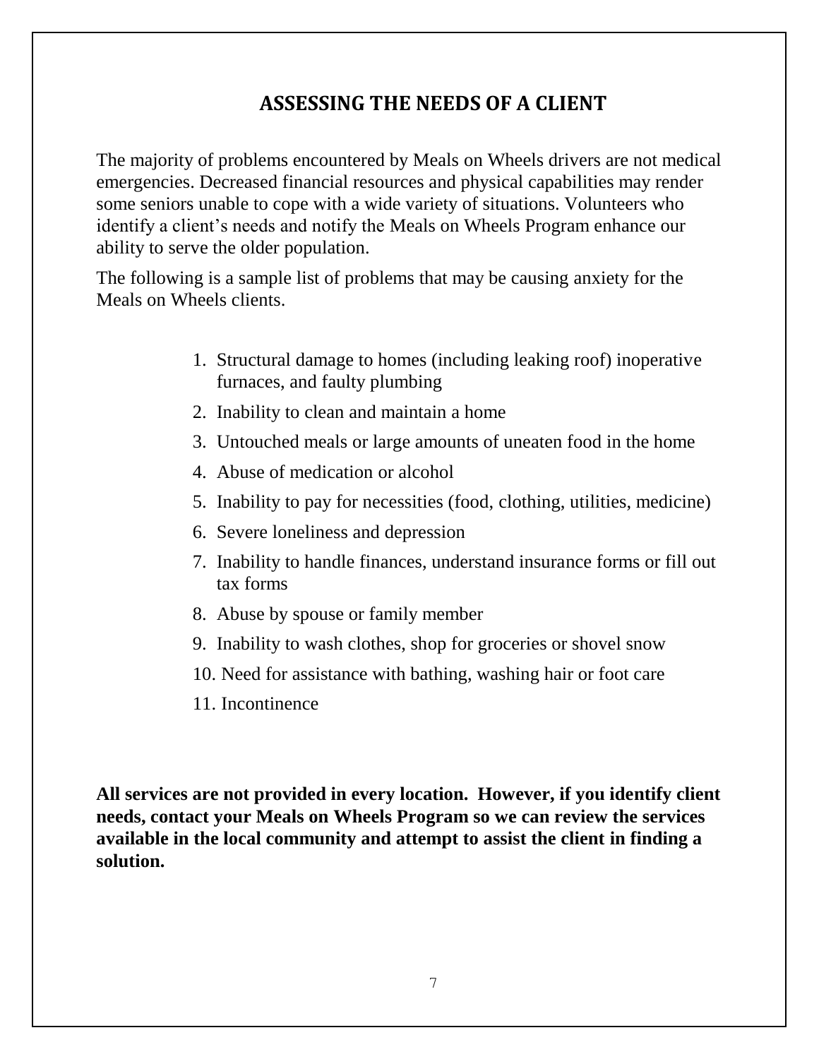# ASSESSING THE NEEDS OF A CLIENT

The majority of problems encountered by Meals on Wheels drivers are not medical emergencies. Decreased financial resources and physical capabilities may render some seniors unable to cope with a wide variety of situations. Volunteers who identify a client's needs and notify the Meals on Wheels Program enhance our ability to serve the older population.

The following is a sample list of problems that may be causing anxiety for the Meals on Wheels clients.

1. Structural damage to homes (including leaking roof) inoperative furnaces, and faulty plumbing
2. Inability to clean and maintain a home
3. Untouched meals or large amounts of uneaten food in the home
4. Abuse of medication or alcohol
5. Inability to pay for necessities (food, clothing, utilities, medicine)
6. Severe loneliness and depression
7. Inability to handle finances, understand insurance forms or fill out tax forms
8. Abuse by spouse or family member
9. Inability to wash clothes, shop for groceries or shovel snow
10. Need for assistance with bathing, washing hair or foot care
11. Incontinence

**All services are not provided in every location. However, if you identify client needs, contact your Meals on Wheels Program so we can review the services available in the local community and attempt to assist the client in finding a solution.**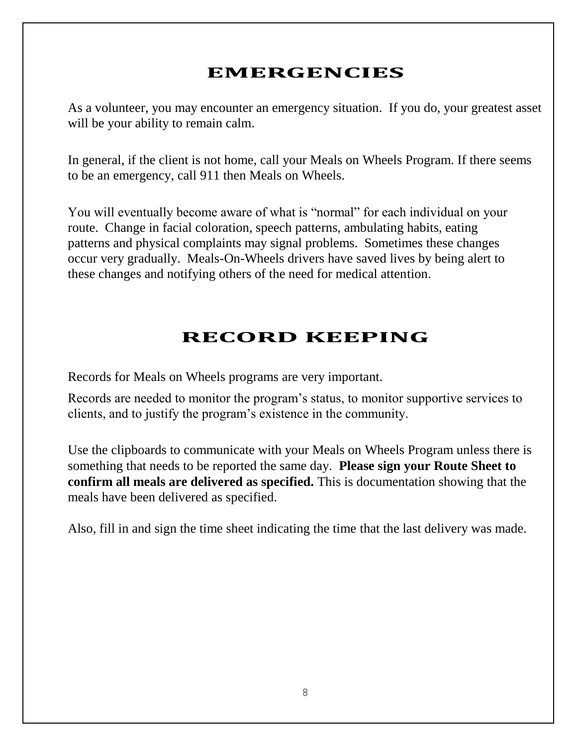# EMERGENCIES

As a volunteer, you may encounter an emergency situation. If you do, your greatest asset will be your ability to remain calm.

In general, if the client is not home, call your Meals on Wheels Program. If there seems to be an emergency, call 911 then Meals on Wheels.

You will eventually become aware of what is "normal" for each individual on your route. Change in facial coloration, speech patterns, ambulating habits, eating patterns and physical complaints may signal problems. Sometimes these changes occur very gradually. Meals-On-Wheels drivers have saved lives by being alert to these changes and notifying others of the need for medical attention.

# RECORD KEEPING

Records for Meals on Wheels programs are very important.

Records are needed to monitor the program's status, to monitor supportive services to clients, and to justify the program's existence in the community.

Use the clipboards to communicate with your Meals on Wheels Program unless there is something that needs to be reported the same day. **Please sign your Route Sheet to confirm all meals are delivered as specified.** This is documentation showing that the meals have been delivered as specified.

Also, fill in and sign the time sheet indicating the time that the last delivery was made.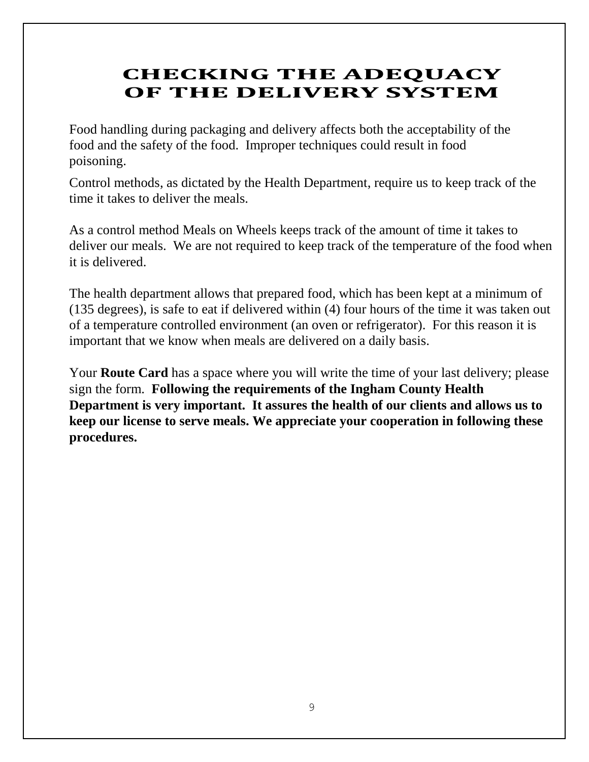# CHECKING THE ADEQUACY OF THE DELIVERY SYSTEM

Food handling during packaging and delivery affects both the acceptability of the food and the safety of the food. Improper techniques could result in food poisoning.

Control methods, as dictated by the Health Department, require us to keep track of the time it takes to deliver the meals.

As a control method Meals on Wheels keeps track of the amount of time it takes to deliver our meals. We are not required to keep track of the temperature of the food when it is delivered.

The health department allows that prepared food, which has been kept at a minimum of (135 degrees), is safe to eat if delivered within (4) four hours of the time it was taken out of a temperature controlled environment (an oven or refrigerator). For this reason it is important that we know when meals are delivered on a daily basis.

Your **Route Card** has a space where you will write the time of your last delivery; please sign the form. **Following the requirements of the Ingham County Health Department is very important. It assures the health of our clients and allows us to keep our license to serve meals. We appreciate your cooperation in following these procedures.**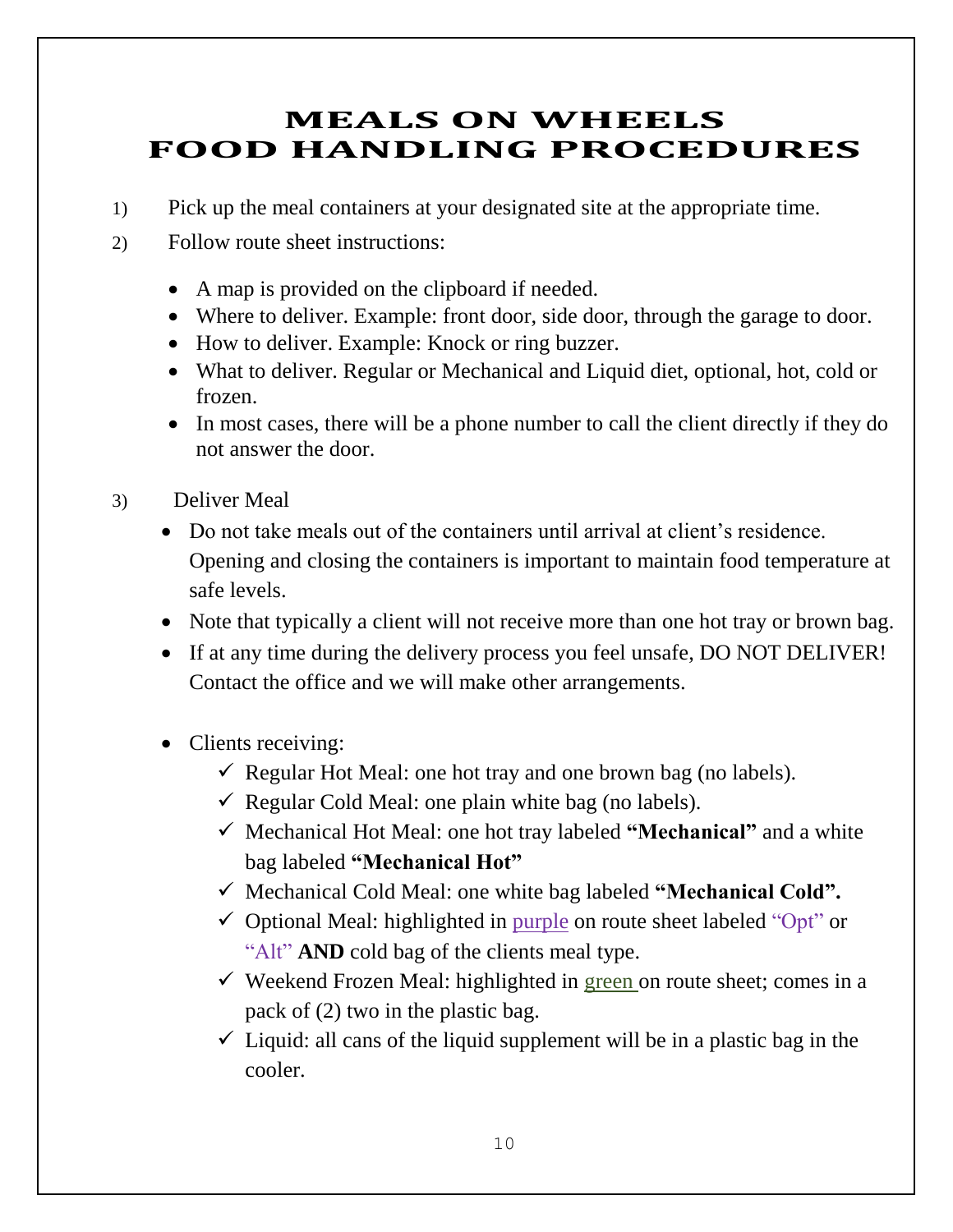# MEALS ON WHEELS
# FOOD HANDLING PROCEDURES

1) Pick up the meal containers at your designated site at the appropriate time.
2) Follow route sheet instructions:
   - A map is provided on the clipboard if needed.
   - Where to deliver. Example: front door, side door, through the garage to door.
   - How to deliver. Example: Knock or ring buzzer.
   - What to deliver. Regular or Mechanical and Liquid diet, optional, hot, cold or frozen.
   - In most cases, there will be a phone number to call the client directly if they do not answer the door.
3) Deliver Meal
   - Do not take meals out of the containers until arrival at client's residence. Opening and closing the containers is important to maintain food temperature at safe levels.
   - Note that typically a client will not receive more than one hot tray or brown bag.
   - If at any time during the delivery process you feel unsafe, DO NOT DELIVER! Contact the office and we will make other arrangements.
   - Clients receiving:
     - ✓ Regular Hot Meal: one hot tray and one brown bag (no labels).
     - ✓ Regular Cold Meal: one plain white bag (no labels).
     - ✓ Mechanical Hot Meal: one hot tray labeled **"Mechanical"** and a white bag labeled **"Mechanical Hot"**
     - ✓ Mechanical Cold Meal: one white bag labeled **"Mechanical Cold".**
     - ✓ Optional Meal: highlighted in purple on route sheet labeled "Opt" or "Alt" **AND** cold bag of the clients meal type.
     - ✓ Weekend Frozen Meal: highlighted in green on route sheet; comes in a pack of (2) two in the plastic bag.
     - ✓ Liquid: all cans of the liquid supplement will be in a plastic bag in the cooler.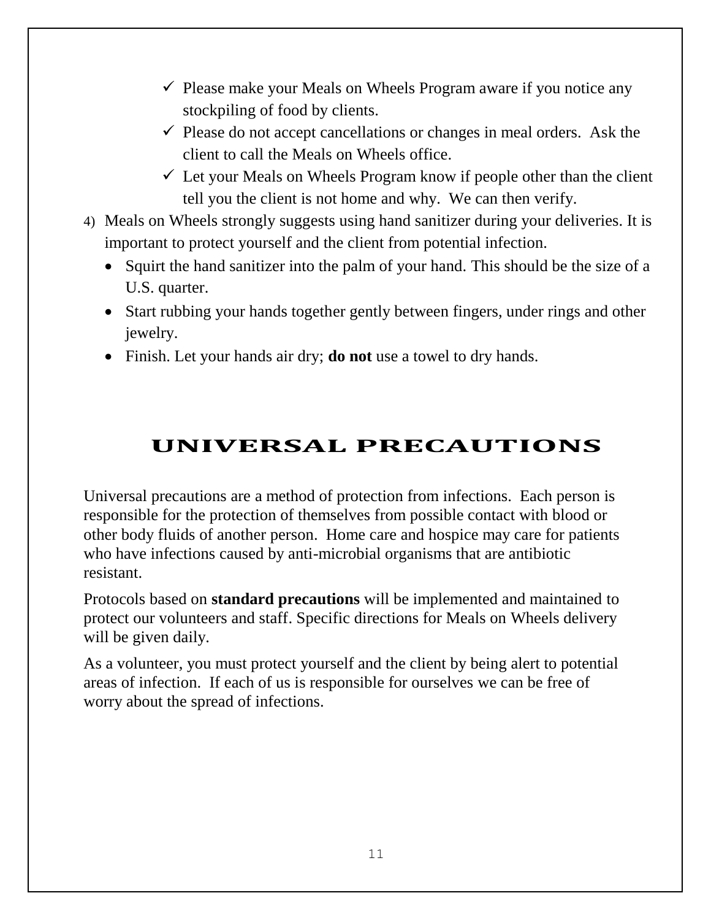- ✓ Please make your Meals on Wheels Program aware if you notice any stockpiling of food by clients.
- ✓ Please do not accept cancellations or changes in meal orders. Ask the client to call the Meals on Wheels office.
- ✓ Let your Meals on Wheels Program know if people other than the client tell you the client is not home and why. We can then verify.

4) Meals on Wheels strongly suggests using hand sanitizer during your deliveries. It is important to protect yourself and the client from potential infection.
   - Squirt the hand sanitizer into the palm of your hand. This should be the size of a U.S. quarter.
   - Start rubbing your hands together gently between fingers, under rings and other jewelry.
   - Finish. Let your hands air dry; **do not** use a towel to dry hands.

# UNIVERSAL PRECAUTIONS

Universal precautions are a method of protection from infections. Each person is responsible for the protection of themselves from possible contact with blood or other body fluids of another person. Home care and hospice may care for patients who have infections caused by anti-microbial organisms that are antibiotic resistant.

Protocols based on **standard precautions** will be implemented and maintained to protect our volunteers and staff. Specific directions for Meals on Wheels delivery will be given daily.

As a volunteer, you must protect yourself and the client by being alert to potential areas of infection. If each of us is responsible for ourselves we can be free of worry about the spread of infections.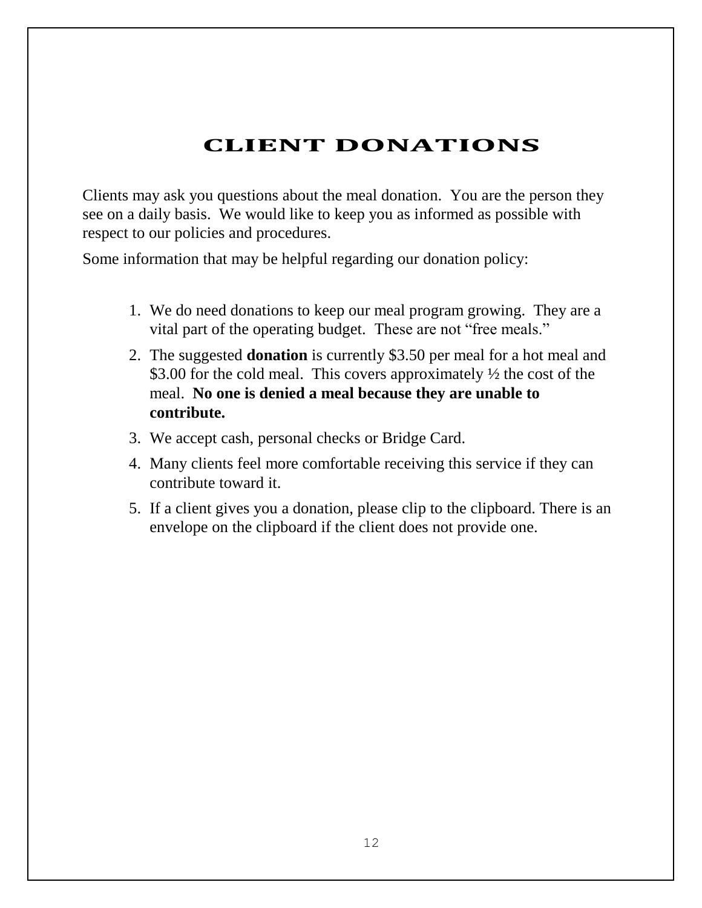# CLIENT DONATIONS

Clients may ask you questions about the meal donation. You are the person they see on a daily basis. We would like to keep you as informed as possible with respect to our policies and procedures.

Some information that may be helpful regarding our donation policy:

1. We do need donations to keep our meal program growing. They are a vital part of the operating budget. These are not "free meals."
2. The suggested **donation** is currently $3.50 per meal for a hot meal and $3.00 for the cold meal. This covers approximately ½ the cost of the meal. **No one is denied a meal because they are unable to contribute.**
3. We accept cash, personal checks or Bridge Card.
4. Many clients feel more comfortable receiving this service if they can contribute toward it.
5. If a client gives you a donation, please clip to the clipboard. There is an envelope on the clipboard if the client does not provide one.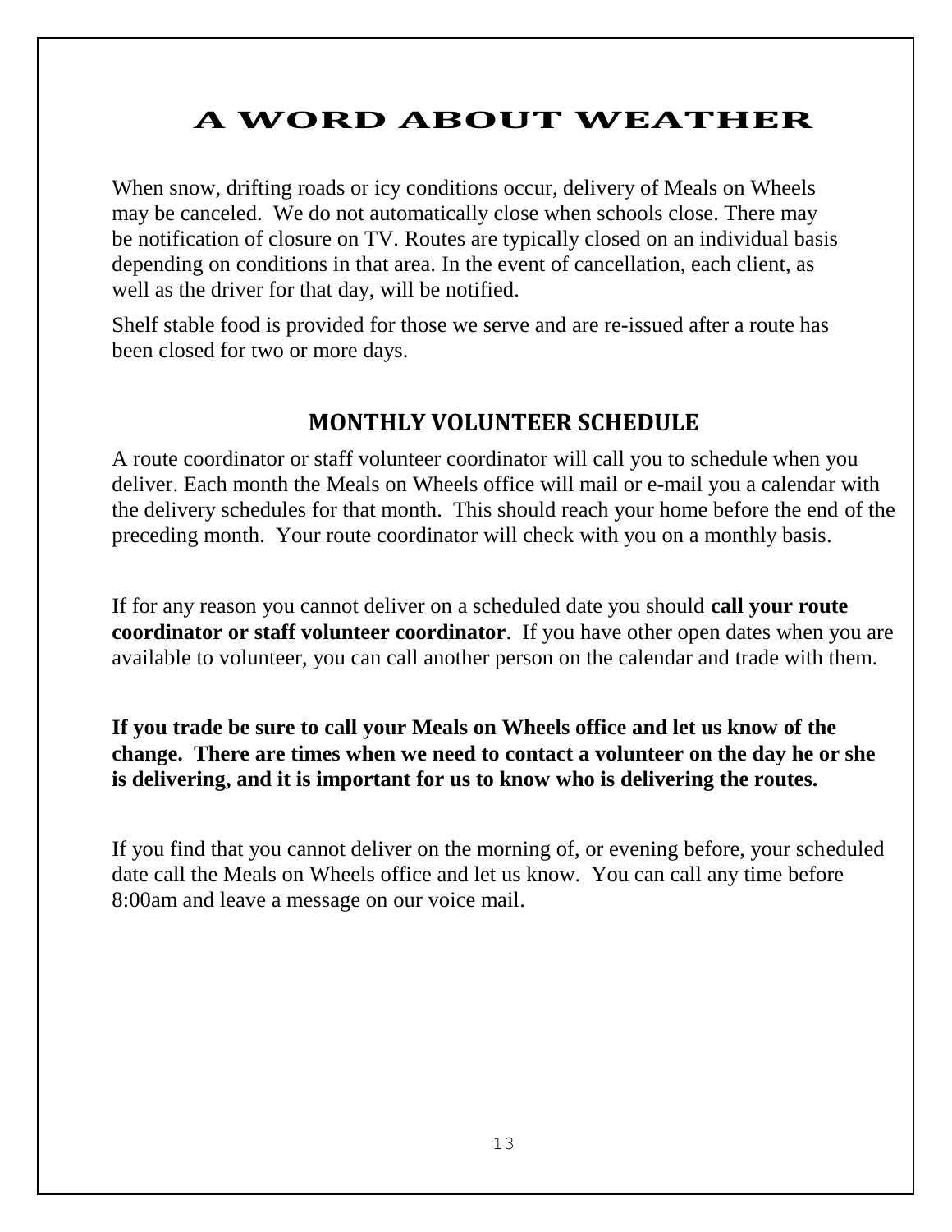# A WORD ABOUT WEATHER

When snow, drifting roads or icy conditions occur, delivery of Meals on Wheels may be canceled. We do not automatically close when schools close. There may be notification of closure on TV. Routes are typically closed on an individual basis depending on conditions in that area. In the event of cancellation, each client, as well as the driver for that day, will be notified.

Shelf stable food is provided for those we serve and are re-issued after a route has been closed for two or more days.

## MONTHLY VOLUNTEER SCHEDULE

A route coordinator or staff volunteer coordinator will call you to schedule when you deliver. Each month the Meals on Wheels office will mail or e-mail you a calendar with the delivery schedules for that month. This should reach your home before the end of the preceding month. Your route coordinator will check with you on a monthly basis.

If for any reason you cannot deliver on a scheduled date you should **call your route coordinator or staff volunteer coordinator**. If you have other open dates when you are available to volunteer, you can call another person on the calendar and trade with them.

**If you trade be sure to call your Meals on Wheels office and let us know of the change. There are times when we need to contact a volunteer on the day he or she is delivering, and it is important for us to know who is delivering the routes.**

If you find that you cannot deliver on the morning of, or evening before, your scheduled date call the Meals on Wheels office and let us know. You can call any time before 8:00am and leave a message on our voice mail.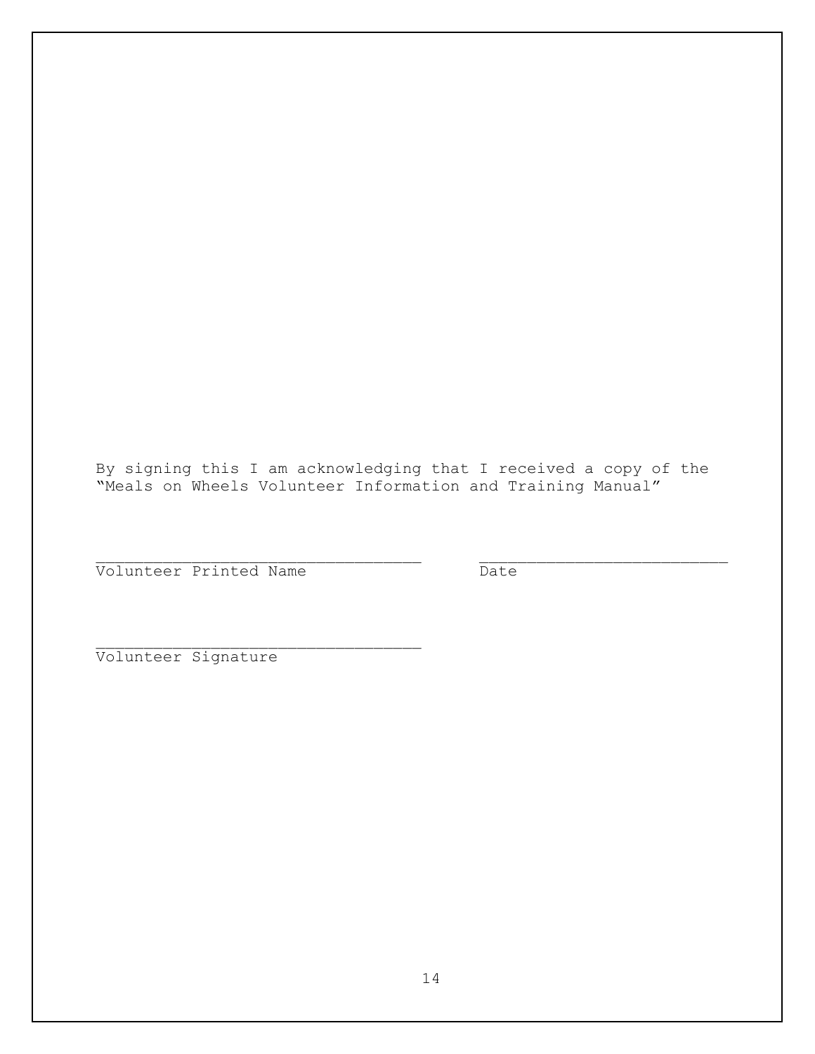By signing this I am acknowledging that I received a copy of the "Meals on Wheels Volunteer Information and Training Manual"

___________________________________ ___________________________
Volunteer Printed Name Date

___________________________________
Volunteer Signature